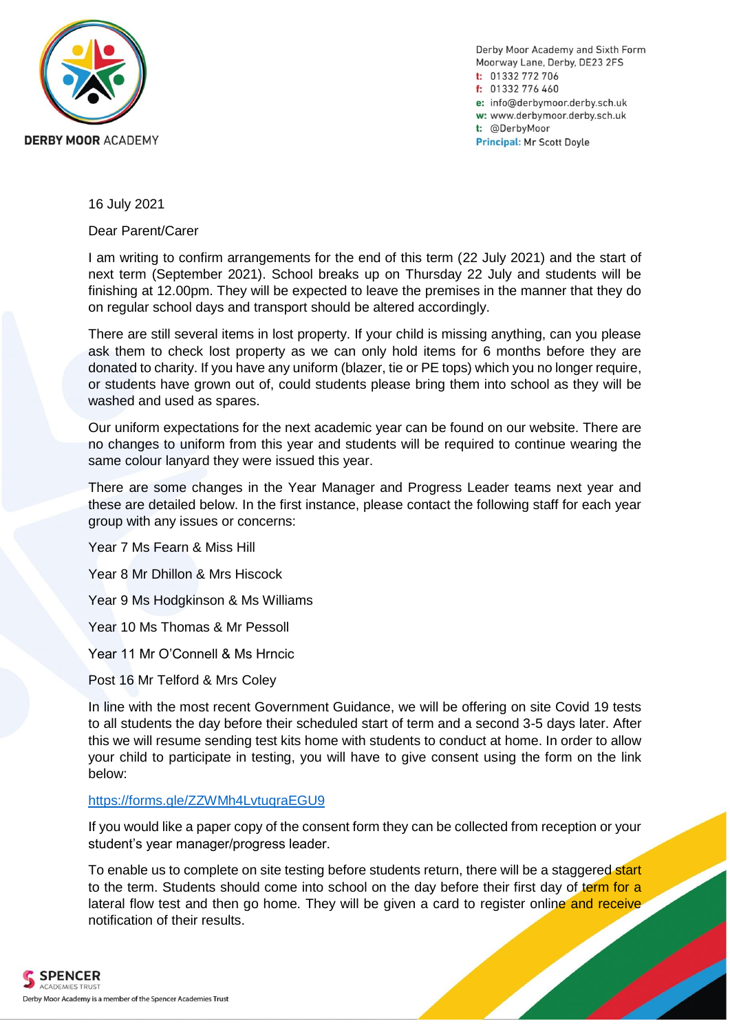**DERBY MOOR ACADEMY**

Derby Moor Academy and Sixth Form
Moorway Lane, Derby, DE23 2FS
**t:** 01332 772 706
**f:** 01332 776 460
**e:** info@derbymoor.derby.sch.uk
**w:** www.derbymoor.derby.sch.uk
**t:** @DerbyMoor
**Principal:** Mr Scott Doyle

16 July 2021

Dear Parent/Carer

I am writing to confirm arrangements for the end of this term (22 July 2021) and the start of next term (September 2021). School breaks up on Thursday 22 July and students will be finishing at 12.00pm. They will be expected to leave the premises in the manner that they do on regular school days and transport should be altered accordingly.

There are still several items in lost property. If your child is missing anything, can you please ask them to check lost property as we can only hold items for 6 months before they are donated to charity. If you have any uniform (blazer, tie or PE tops) which you no longer require, or students have grown out of, could students please bring them into school as they will be washed and used as spares.

Our uniform expectations for the next academic year can be found on our website. There are no changes to uniform from this year and students will be required to continue wearing the same colour lanyard they were issued this year.

There are some changes in the Year Manager and Progress Leader teams next year and these are detailed below. In the first instance, please contact the following staff for each year group with any issues or concerns:

Year 7 Ms Fearn & Miss Hill

Year 8 Mr Dhillon & Mrs Hiscock

Year 9 Ms Hodgkinson & Ms Williams

Year 10 Ms Thomas & Mr Pessoll

Year 11 Mr O'Connell & Ms Hrncic

Post 16 Mr Telford & Mrs Coley

In line with the most recent Government Guidance, we will be offering on site Covid 19 tests to all students the day before their scheduled start of term and a second 3-5 days later. After this we will resume sending test kits home with students to conduct at home. In order to allow your child to participate in testing, you will have to give consent using the form on the link below:

https://forms.gle/ZZWMh4LvtuqraEGU9

If you would like a paper copy of the consent form they can be collected from reception or your student's year manager/progress leader.

To enable us to complete on site testing before students return, there will be a staggered start to the term. Students should come into school on the day before their first day of term for a lateral flow test and then go home. They will be given a card to register online and receive notification of their results.

**SPENCER** ACADEMIES TRUST
Derby Moor Academy is a member of the Spencer Academies Trust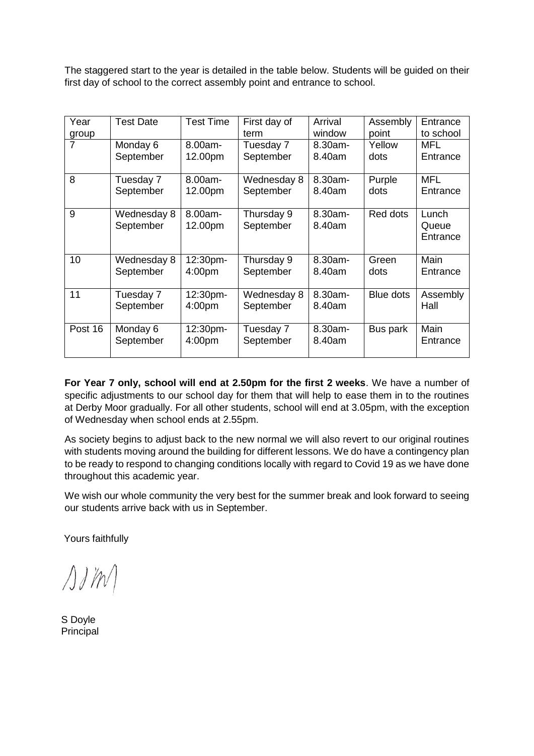The staggered start to the year is detailed in the table below. Students will be guided on their first day of school to the correct assembly point and entrance to school.

| Year group | Test Date | Test Time | First day of term | Arrival window | Assembly point | Entrance to school |
|---|---|---|---|---|---|---|
| 7 | Monday 6 September | 8.00am-12.00pm | Tuesday 7 September | 8.30am-8.40am | Yellow dots | MFL Entrance |
| 8 | Tuesday 7 September | 8.00am-12.00pm | Wednesday 8 September | 8.30am-8.40am | Purple dots | MFL Entrance |
| 9 | Wednesday 8 September | 8.00am-12.00pm | Thursday 9 September | 8.30am-8.40am | Red dots | Lunch Queue Entrance |
| 10 | Wednesday 8 September | 12:30pm-4:00pm | Thursday 9 September | 8.30am-8.40am | Green dots | Main Entrance |
| 11 | Tuesday 7 September | 12:30pm-4:00pm | Wednesday 8 September | 8.30am-8.40am | Blue dots | Assembly Hall |
| Post 16 | Monday 6 September | 12:30pm-4:00pm | Tuesday 7 September | 8.30am-8.40am | Bus park | Main Entrance |

**For Year 7 only, school will end at 2.50pm for the first 2 weeks**. We have a number of specific adjustments to our school day for them that will help to ease them in to the routines at Derby Moor gradually. For all other students, school will end at 3.05pm, with the exception of Wednesday when school ends at 2.55pm.

As society begins to adjust back to the new normal we will also revert to our original routines with students moving around the building for different lessons. We do have a contingency plan to be ready to respond to changing conditions locally with regard to Covid 19 as we have done throughout this academic year.

We wish our whole community the very best for the summer break and look forward to seeing our students arrive back with us in September.

Yours faithfully

S Doyle
Principal